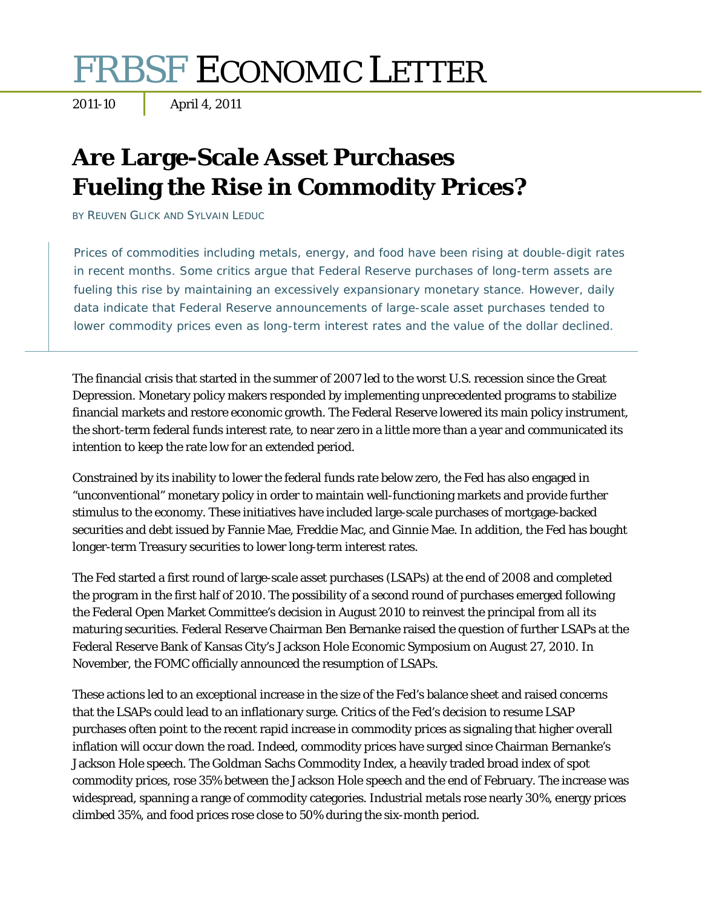# FRBSF ECONOMIC LETTER

2011-10 | April 4, 2011

## Are Large-Scale Asset Purchases Fueling the Rise in Commodity Prices?

BY REUVEN GLICK AND SYLVAIN LEDUC

Prices of commodities including metals, energy, and food have been rising at double-digit rates in recent months. Some critics argue that Federal Reserve purchases of long-term assets are fueling this rise by maintaining an excessively expansionary monetary stance. However, daily data indicate that Federal Reserve announcements of large-scale asset purchases tended to lower commodity prices even as long-term interest rates and the value of the dollar declined.

The financial crisis that started in the summer of 2007 led to the worst U.S. recession since the Great Depression. Monetary policy makers responded by implementing unprecedented programs to stabilize financial markets and restore economic growth. The Federal Reserve lowered its main policy instrument, the short-term federal funds interest rate, to near zero in a little more than a year and communicated its intention to keep the rate low for an extended period.

Constrained by its inability to lower the federal funds rate below zero, the Fed has also engaged in "unconventional" monetary policy in order to maintain well-functioning markets and provide further stimulus to the economy. These initiatives have included large-scale purchases of mortgage-backed securities and debt issued by Fannie Mae, Freddie Mac, and Ginnie Mae. In addition, the Fed has bought longer-term Treasury securities to lower long-term interest rates.

The Fed started a first round of large-scale asset purchases (LSAPs) at the end of 2008 and completed the program in the first half of 2010. The possibility of a second round of purchases emerged following the Federal Open Market Committee's decision in August 2010 to reinvest the principal from all its maturing securities. Federal Reserve Chairman Ben Bernanke raised the question of further LSAPs at the Federal Reserve Bank of Kansas City's Jackson Hole Economic Symposium on August 27, 2010. In November, the FOMC officially announced the resumption of LSAPs.

These actions led to an exceptional increase in the size of the Fed's balance sheet and raised concerns that the LSAPs could lead to an inflationary surge. Critics of the Fed's decision to resume LSAP purchases often point to the recent rapid increase in commodity prices as signaling that higher overall inflation will occur down the road. Indeed, commodity prices have surged since Chairman Bernanke's Jackson Hole speech. The Goldman Sachs Commodity Index, a heavily traded broad index of spot commodity prices, rose 35% between the Jackson Hole speech and the end of February. The increase was widespread, spanning a range of commodity categories. Industrial metals rose nearly 30%, energy prices climbed 35%, and food prices rose close to 50% during the six-month period.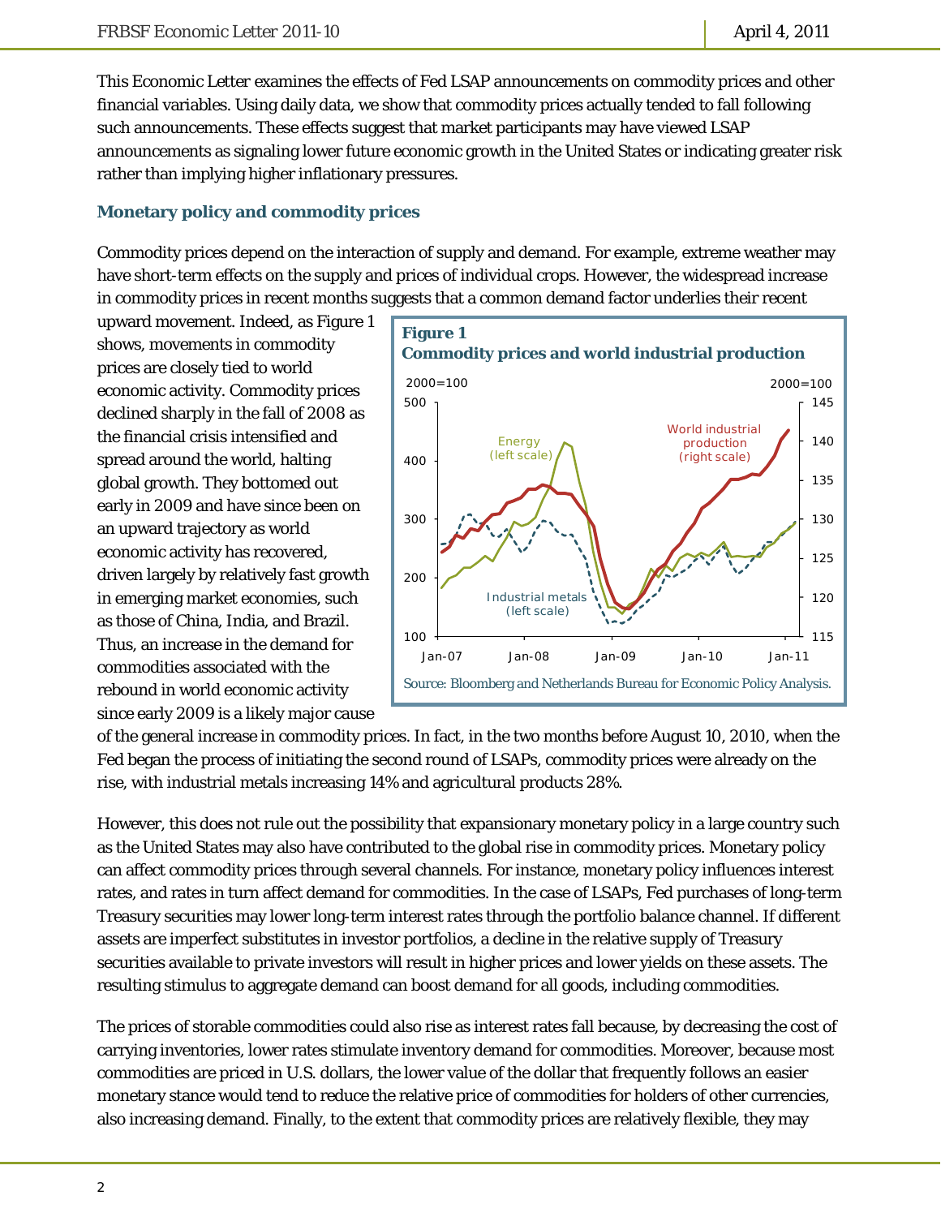This Economic Letter examines the effects of Fed LSAP announcements on commodity prices and other financial variables. Using daily data, we show that commodity prices actually tended to fall following such announcements. These effects suggest that market participants may have viewed LSAP announcements as signaling lower future economic growth in the United States or indicating greater risk rather than implying higher inflationary pressures.

## Monetary policy and commodity prices

Commodity prices depend on the interaction of supply and demand. For example, extreme weather may have short-term effects on the supply and prices of individual crops. However, the widespread increase in commodity prices in recent months suggests that a common demand factor underlies their recent upward movement. Indeed, as Figure 1 shows, movements in commodity prices are closely tied to world economic activity. Commodity prices declined sharply in the fall of 2008 as the financial crisis intensified and spread around the world, halting global growth. They bottomed out early in 2009 and have since been on an upward trajectory as world economic activity has recovered, driven largely by relatively fast growth in emerging market economies, such as those of China, India, and Brazil. Thus, an increase in the demand for commodities associated with the rebound in world economic activity since early 2009 is a likely major cause of the general increase in commodity prices. In fact, in the two months before August 10, 2010, when the Fed began the process of initiating the second round of LSAPs, commodity prices were already on the rise, with industrial metals increasing 14% and agricultural products 28%.

**Figure 1**
**Commodity prices and world industrial production**

Source: Bloomberg and Netherlands Bureau for Economic Policy Analysis.

However, this does not rule out the possibility that expansionary monetary policy in a large country such as the United States may also have contributed to the global rise in commodity prices. Monetary policy can affect commodity prices through several channels. For instance, monetary policy influences interest rates, and rates in turn affect demand for commodities. In the case of LSAPs, Fed purchases of long-term Treasury securities may lower long-term interest rates through the portfolio balance channel. If different assets are imperfect substitutes in investor portfolios, a decline in the relative supply of Treasury securities available to private investors will result in higher prices and lower yields on these assets. The resulting stimulus to aggregate demand can boost demand for all goods, including commodities.

The prices of storable commodities could also rise as interest rates fall because, by decreasing the cost of carrying inventories, lower rates stimulate inventory demand for commodities. Moreover, because most commodities are priced in U.S. dollars, the lower value of the dollar that frequently follows an easier monetary stance would tend to reduce the relative price of commodities for holders of other currencies, also increasing demand. Finally, to the extent that commodity prices are relatively flexible, they may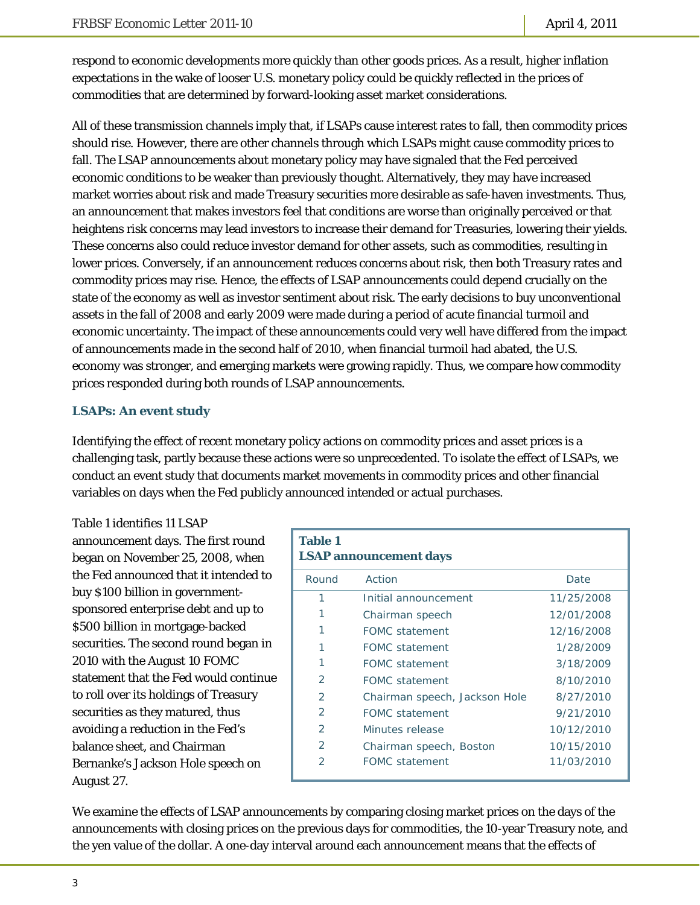respond to economic developments more quickly than other goods prices. As a result, higher inflation expectations in the wake of looser U.S. monetary policy could be quickly reflected in the prices of commodities that are determined by forward-looking asset market considerations.

All of these transmission channels imply that, if LSAPs cause interest rates to fall, then commodity prices should rise. However, there are other channels through which LSAPs might cause commodity prices to fall. The LSAP announcements about monetary policy may have signaled that the Fed perceived economic conditions to be weaker than previously thought. Alternatively, they may have increased market worries about risk and made Treasury securities more desirable as safe-haven investments. Thus, an announcement that makes investors feel that conditions are worse than originally perceived or that heightens risk concerns may lead investors to increase their demand for Treasuries, lowering their yields. These concerns also could reduce investor demand for other assets, such as commodities, resulting in lower prices. Conversely, if an announcement reduces concerns about risk, then both Treasury rates and commodity prices may rise. Hence, the effects of LSAP announcements could depend crucially on the state of the economy as well as investor sentiment about risk. The early decisions to buy unconventional assets in the fall of 2008 and early 2009 were made during a period of acute financial turmoil and economic uncertainty. The impact of these announcements could very well have differed from the impact of announcements made in the second half of 2010, when financial turmoil had abated, the U.S. economy was stronger, and emerging markets were growing rapidly. Thus, we compare how commodity prices responded during both rounds of LSAP announcements.

### LSAPs: An event study

Identifying the effect of recent monetary policy actions on commodity prices and asset prices is a challenging task, partly because these actions were so unprecedented. To isolate the effect of LSAPs, we conduct an event study that documents market movements in commodity prices and other financial variables on days when the Fed publicly announced intended or actual purchases.

Table 1 identifies 11 LSAP announcement days. The first round began on November 25, 2008, when the Fed announced that it intended to buy $100 billion in government-sponsored enterprise debt and up to $500 billion in mortgage-backed securities. The second round began in 2010 with the August 10 FOMC statement that the Fed would continue to roll over its holdings of Treasury securities as they matured, thus avoiding a reduction in the Fed's balance sheet, and Chairman Bernanke's Jackson Hole speech on August 27.

**Table 1**
**LSAP announcement days**

| Round | Action | Date |
|---|---|---|
| 1 | Initial announcement | 11/25/2008 |
| 1 | Chairman speech | 12/01/2008 |
| 1 | FOMC statement | 12/16/2008 |
| 1 | FOMC statement | 1/28/2009 |
| 1 | FOMC statement | 3/18/2009 |
| 2 | FOMC statement | 8/10/2010 |
| 2 | Chairman speech, Jackson Hole | 8/27/2010 |
| 2 | FOMC statement | 9/21/2010 |
| 2 | Minutes release | 10/12/2010 |
| 2 | Chairman speech, Boston | 10/15/2010 |
| 2 | FOMC statement | 11/03/2010 |

We examine the effects of LSAP announcements by comparing closing market prices on the days of the announcements with closing prices on the previous days for commodities, the 10-year Treasury note, and the yen value of the dollar. A one-day interval around each announcement means that the effects of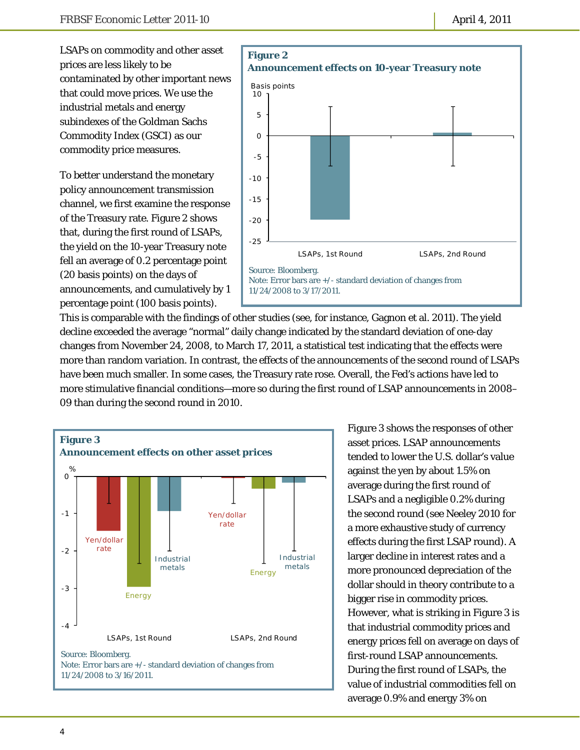LSAPs on commodity and other asset prices are less likely to be contaminated by other important news that could move prices. We use the industrial metals and energy subindexes of the Goldman Sachs Commodity Index (GSCI) as our commodity price measures.

To better understand the monetary policy announcement transmission channel, we first examine the response of the Treasury rate. Figure 2 shows that, during the first round of LSAPs, the yield on the 10-year Treasury note fell an average of 0.2 percentage point (20 basis points) on the days of announcements, and cumulatively by 1 percentage point (100 basis points). This is comparable with the findings of other studies (see, for instance, Gagnon et al. 2011). The yield decline exceeded the average "normal" daily change indicated by the standard deviation of one-day changes from November 24, 2008, to March 17, 2011, a statistical test indicating that the effects were more than random variation. In contrast, the effects of the announcements of the second round of LSAPs have been much smaller. In some cases, the Treasury rate rose. Overall, the Fed's actions have led to more stimulative financial conditions—more so during the first round of LSAP announcements in 2008–09 than during the second round in 2010.

**Figure 2**
**Announcement effects on 10-year Treasury note**

Source: Bloomberg.
Note: Error bars are +/- standard deviation of changes from 11/24/2008 to 3/17/2011.

**Figure 3**
**Announcement effects on other asset prices**

Source: Bloomberg.
Note: Error bars are +/- standard deviation of changes from 11/24/2008 to 3/16/2011.

Figure 3 shows the responses of other asset prices. LSAP announcements tended to lower the U.S. dollar's value against the yen by about 1.5% on average during the first round of LSAPs and a negligible 0.2% during the second round (see Neeley 2010 for a more exhaustive study of currency effects during the first LSAP round). A larger decline in interest rates and a more pronounced depreciation of the dollar should in theory contribute to a bigger rise in commodity prices. However, what is striking in Figure 3 is that industrial commodity prices and energy prices fell on average on days of first-round LSAP announcements. During the first round of LSAPs, the value of industrial commodities fell on average 0.9% and energy 3% on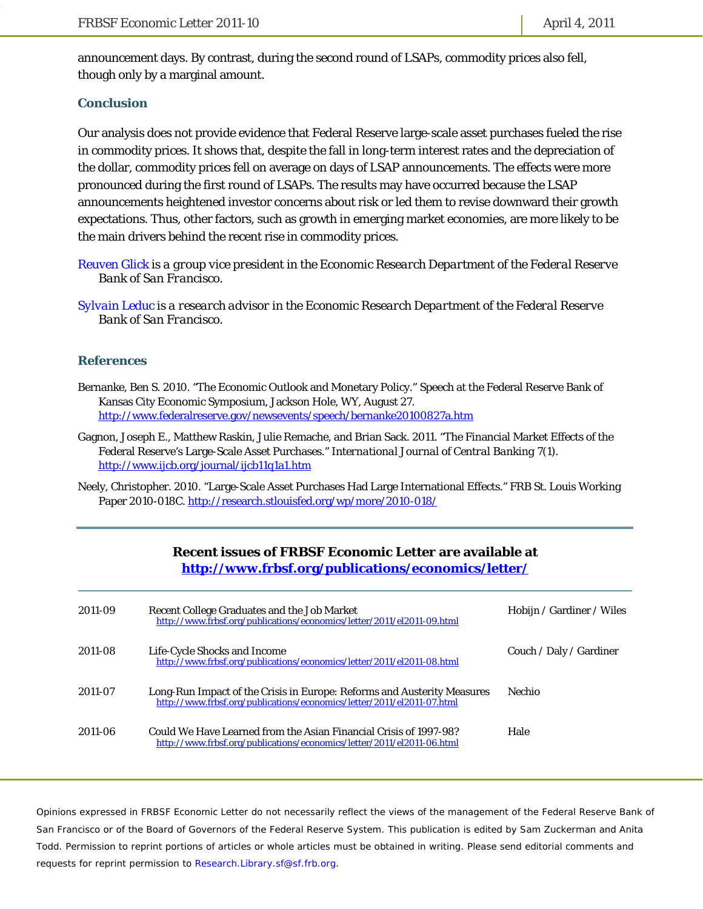announcement days. By contrast, during the second round of LSAPs, commodity prices also fell, though only by a marginal amount.

## Conclusion

Our analysis does not provide evidence that Federal Reserve large-scale asset purchases fueled the rise in commodity prices. It shows that, despite the fall in long-term interest rates and the depreciation of the dollar, commodity prices fell on average on days of LSAP announcements. The effects were more pronounced during the first round of LSAPs. The results may have occurred because the LSAP announcements heightened investor concerns about risk or led them to revise downward their growth expectations. Thus, other factors, such as growth in emerging market economies, are more likely to be the main drivers behind the recent rise in commodity prices.

Reuven Glick *is a group vice president in the Economic Research Department of the Federal Reserve Bank of San Francisco.*

Sylvain Leduc *is a research advisor in the Economic Research Department of the Federal Reserve Bank of San Francisco.*

## References

Bernanke, Ben S. 2010. "The Economic Outlook and Monetary Policy." Speech at the Federal Reserve Bank of Kansas City Economic Symposium, Jackson Hole, WY, August 27. http://www.federalreserve.gov/newsevents/speech/bernanke20100827a.htm

Gagnon, Joseph E., Matthew Raskin, Julie Remache, and Brian Sack. 2011. "The Financial Market Effects of the Federal Reserve's Large-Scale Asset Purchases." *International Journal of Central Banking* 7(1). http://www.ijcb.org/journal/ijcb11q1a1.htm

Neely, Christopher. 2010. "Large-Scale Asset Purchases Had Large International Effects." FRB St. Louis Working Paper 2010-018C. http://research.stlouisfed.org/wp/more/2010-018/

**Recent issues of FRBSF Economic Letter are available at**
**http://www.frbsf.org/publications/economics/letter/**

| | | |
|---|---|---|
| 2011-09 | Recent College Graduates and the Job Market<br>http://www.frbsf.org/publications/economics/letter/2011/el2011-09.html | Hobijn / Gardiner / Wiles |
| 2011-08 | Life-Cycle Shocks and Income<br>http://www.frbsf.org/publications/economics/letter/2011/el2011-08.html | Couch / Daly / Gardiner |
| 2011-07 | Long-Run Impact of the Crisis in Europe: Reforms and Austerity Measures<br>http://www.frbsf.org/publications/economics/letter/2011/el2011-07.html | Nechio |
| 2011-06 | Could We Have Learned from the Asian Financial Crisis of 1997-98?<br>http://www.frbsf.org/publications/economics/letter/2011/el2011-06.html | Hale |

Opinions expressed in FRBSF Economic Letter do not necessarily reflect the views of the management of the Federal Reserve Bank of San Francisco or of the Board of Governors of the Federal Reserve System. This publication is edited by Sam Zuckerman and Anita Todd. Permission to reprint portions of articles or whole articles must be obtained in writing. Please send editorial comments and requests for reprint permission to Research.Library.sf@sf.frb.org.